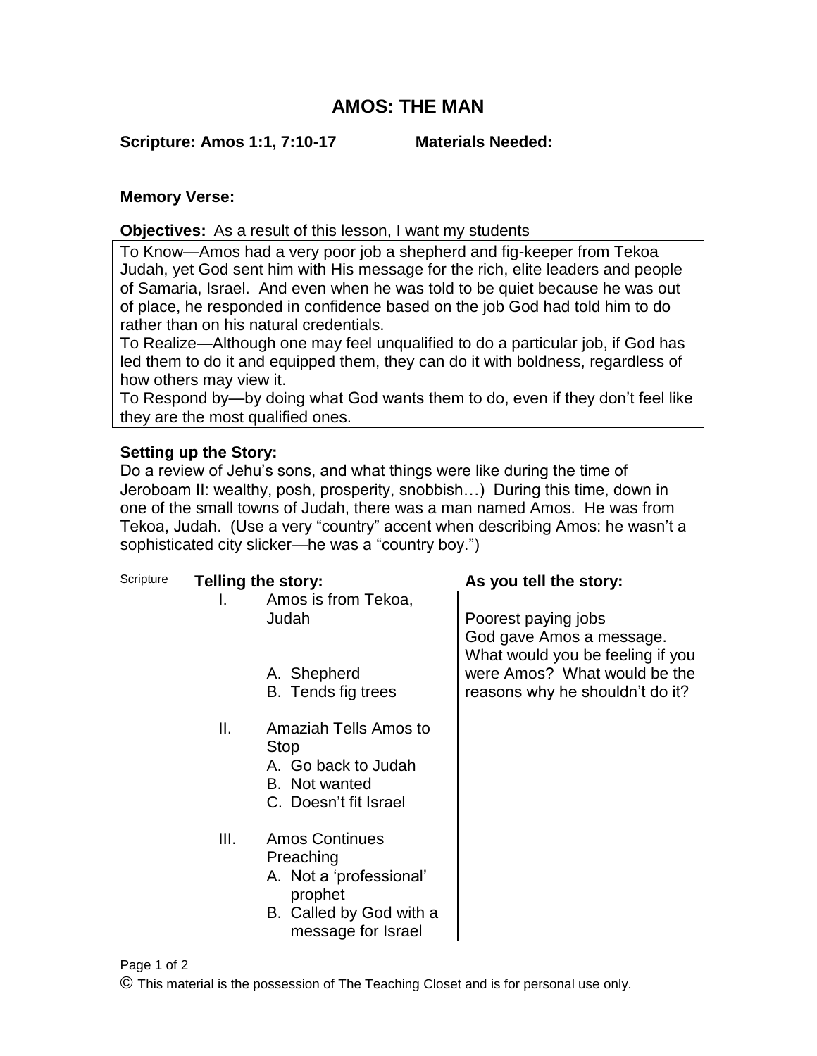# AMOS: THE MAN

**Scripture: Amos 1:1, 7:10-17** **Materials Needed:**

**Memory Verse:**

**Objectives:** As a result of this lesson, I want my students

To Know—Amos had a very poor job a shepherd and fig-keeper from Tekoa Judah, yet God sent him with His message for the rich, elite leaders and people of Samaria, Israel. And even when he was told to be quiet because he was out of place, he responded in confidence based on the job God had told him to do rather than on his natural credentials.
To Realize—Although one may feel unqualified to do a particular job, if God has led them to do it and equipped them, they can do it with boldness, regardless of how others may view it.
To Respond by—by doing what God wants them to do, even if they don't feel like they are the most qualified ones.

**Setting up the Story:**
Do a review of Jehu's sons, and what things were like during the time of Jeroboam II: wealthy, posh, prosperity, snobbish…) During this time, down in one of the small towns of Judah, there was a man named Amos. He was from Tekoa, Judah. (Use a very "country" accent when describing Amos: he wasn't a sophisticated city slicker—he was a "country boy.")

| Scripture | Telling the story: | As you tell the story: |
|---|---|---|
| | I. Amos is from Tekoa, Judah<br>A. Shepherd<br>B. Tends fig trees | Poorest paying jobs<br>God gave Amos a message.<br>What would you be feeling if you were Amos? What would be the reasons why he shouldn't do it? |
| | II. Amaziah Tells Amos to Stop<br>A. Go back to Judah<br>B. Not wanted<br>C. Doesn't fit Israel | |
| | III. Amos Continues Preaching<br>A. Not a 'professional' prophet<br>B. Called by God with a message for Israel | |

© This material is the possession of The Teaching Closet and is for personal use only.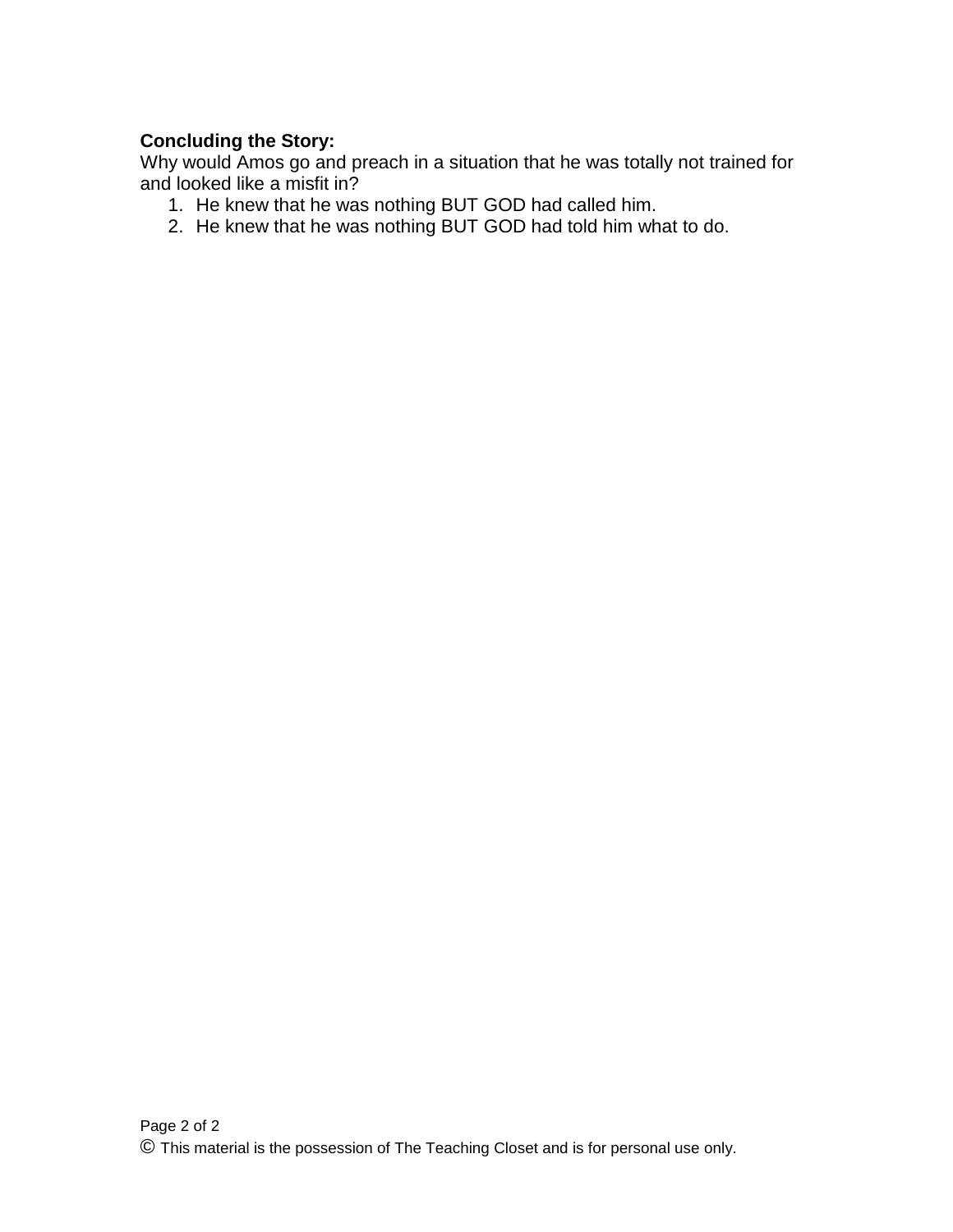**Concluding the Story:**

Why would Amos go and preach in a situation that he was totally not trained for and looked like a misfit in?

1. He knew that he was nothing BUT GOD had called him.
2. He knew that he was nothing BUT GOD had told him what to do.

© This material is the possession of The Teaching Closet and is for personal use only.